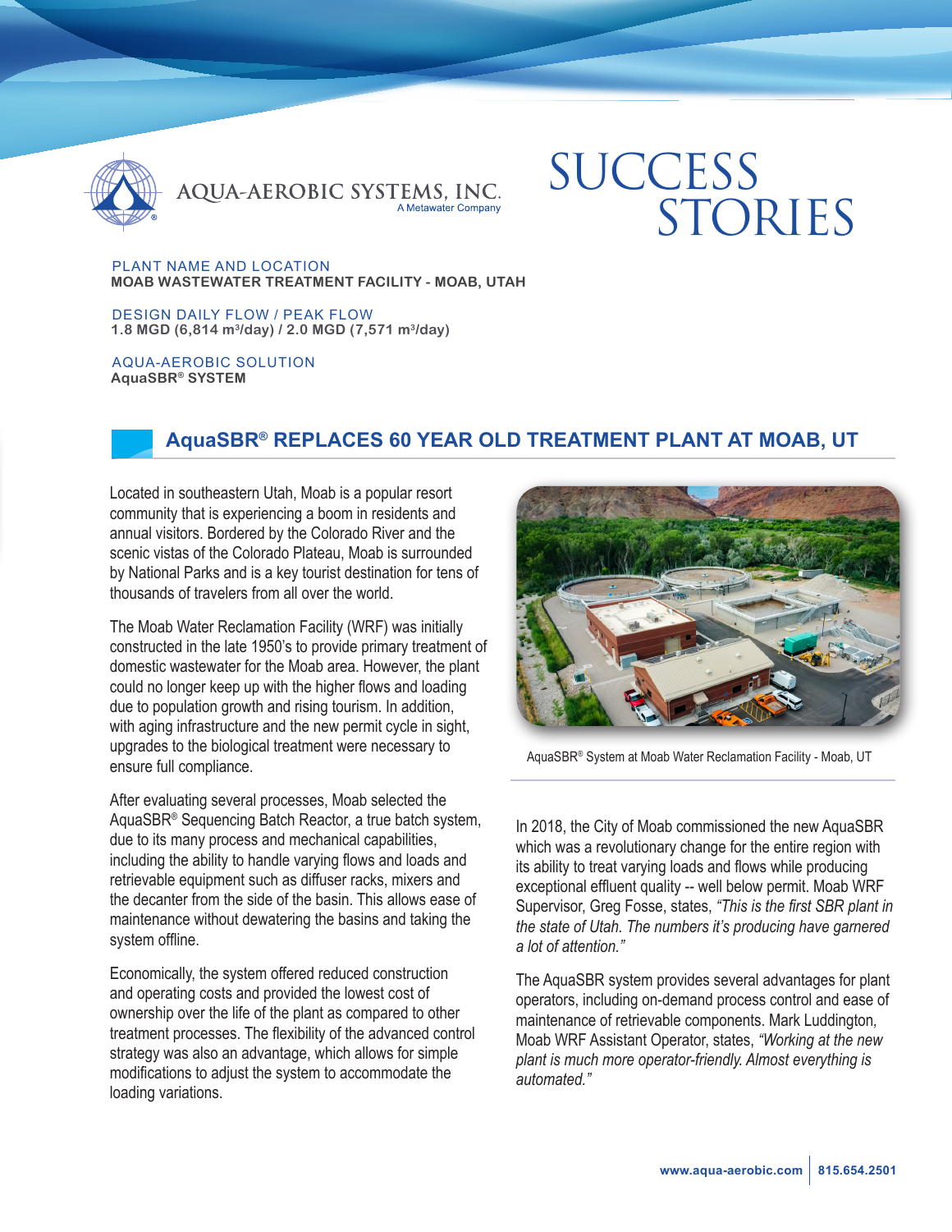AQUA-AEROBIC SYSTEMS, INC.
A Metawater Company

# SUCCESS STORIES

PLANT NAME AND LOCATION
**MOAB WASTEWATER TREATMENT FACILITY - MOAB, UTAH**

DESIGN DAILY FLOW / PEAK FLOW
**1.8 MGD (6,814 $m^3$/day) / 2.0 MGD (7,571 $m^3$/day)**

AQUA-AEROBIC SOLUTION
**AquaSBR® SYSTEM**

## AquaSBR® REPLACES 60 YEAR OLD TREATMENT PLANT AT MOAB, UT

Located in southeastern Utah, Moab is a popular resort community that is experiencing a boom in residents and annual visitors. Bordered by the Colorado River and the scenic vistas of the Colorado Plateau, Moab is surrounded by National Parks and is a key tourist destination for tens of thousands of travelers from all over the world.

The Moab Water Reclamation Facility (WRF) was initially constructed in the late 1950's to provide primary treatment of domestic wastewater for the Moab area. However, the plant could no longer keep up with the higher flows and loading due to population growth and rising tourism. In addition, with aging infrastructure and the new permit cycle in sight, upgrades to the biological treatment were necessary to ensure full compliance.

After evaluating several processes, Moab selected the AquaSBR® Sequencing Batch Reactor, a true batch system, due to its many process and mechanical capabilities, including the ability to handle varying flows and loads and retrievable equipment such as diffuser racks, mixers and the decanter from the side of the basin. This allows ease of maintenance without dewatering the basins and taking the system offline.

Economically, the system offered reduced construction and operating costs and provided the lowest cost of ownership over the life of the plant as compared to other treatment processes. The flexibility of the advanced control strategy was also an advantage, which allows for simple modifications to adjust the system to accommodate the loading variations.

AquaSBR® System at Moab Water Reclamation Facility - Moab, UT

In 2018, the City of Moab commissioned the new AquaSBR which was a revolutionary change for the entire region with its ability to treat varying loads and flows while producing exceptional effluent quality -- well below permit. Moab WRF Supervisor, Greg Fosse, states, *"This is the first SBR plant in the state of Utah. The numbers it's producing have garnered a lot of attention."*

The AquaSBR system provides several advantages for plant operators, including on-demand process control and ease of maintenance of retrievable components. Mark Luddington, Moab WRF Assistant Operator, states, *"Working at the new plant is much more operator-friendly. Almost everything is automated."*

**www.aqua-aerobic.com | 815.654.2501**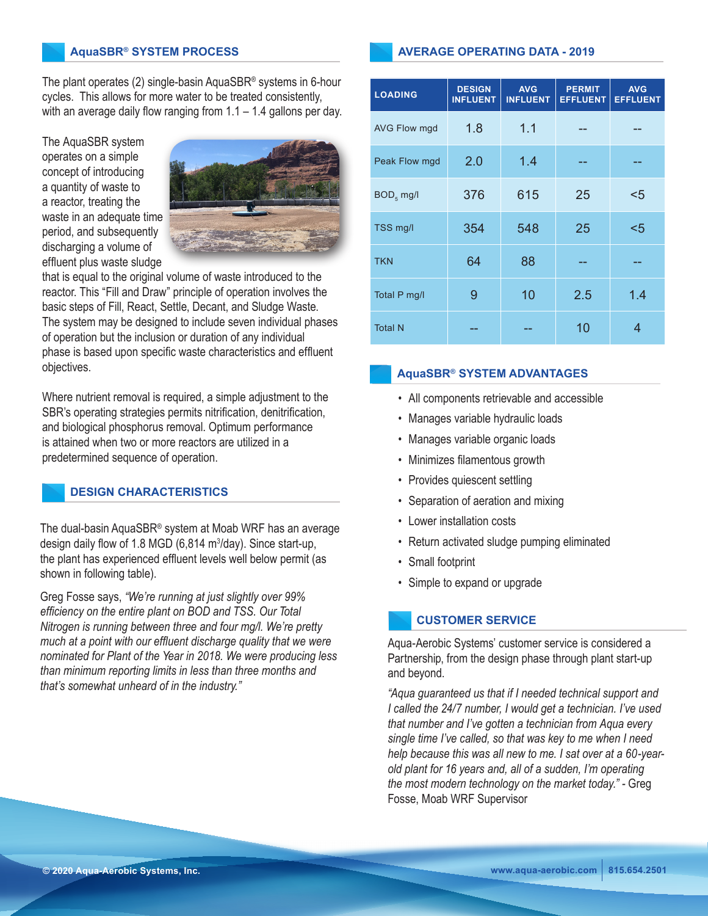## AquaSBR® SYSTEM PROCESS

The plant operates (2) single-basin AquaSBR® systems in 6-hour cycles. This allows for more water to be treated consistently, with an average daily flow ranging from 1.1 – 1.4 gallons per day.

The AquaSBR system operates on a simple concept of introducing a quantity of waste to a reactor, treating the waste in an adequate time period, and subsequently discharging a volume of effluent plus waste sludge that is equal to the original volume of waste introduced to the reactor. This "Fill and Draw" principle of operation involves the basic steps of Fill, React, Settle, Decant, and Sludge Waste. The system may be designed to include seven individual phases of operation but the inclusion or duration of any individual phase is based upon specific waste characteristics and effluent objectives.

Where nutrient removal is required, a simple adjustment to the SBR's operating strategies permits nitrification, denitrification, and biological phosphorus removal. Optimum performance is attained when two or more reactors are utilized in a predetermined sequence of operation.

## DESIGN CHARACTERISTICS

The dual-basin AquaSBR® system at Moab WRF has an average design daily flow of 1.8 MGD (6,814 $m^3$/day). Since start-up, the plant has experienced effluent levels well below permit (as shown in following table).

Greg Fosse says, *"We're running at just slightly over 99% efficiency on the entire plant on BOD and TSS. Our Total Nitrogen is running between three and four mg/l. We're pretty much at a point with our effluent discharge quality that we were nominated for Plant of the Year in 2018. We were producing less than minimum reporting limits in less than three months and that's somewhat unheard of in the industry."*

## AVERAGE OPERATING DATA - 2019

| LOADING | DESIGN INFLUENT | AVG INFLUENT | PERMIT EFFLUENT | AVG EFFLUENT |
|---|---|---|---|---|
| AVG Flow mgd | 1.8 | 1.1 | -- | -- |
| Peak Flow mgd | 2.0 | 1.4 | -- | -- |
| $BOD_5$ mg/l | 376 | 615 | 25 | <5 |
| TSS mg/l | 354 | 548 | 25 | <5 |
| TKN | 64 | 88 | -- | -- |
| Total P mg/l | 9 | 10 | 2.5 | 1.4 |
| Total N | -- | -- | 10 | 4 |

## AquaSBR® SYSTEM ADVANTAGES

- All components retrievable and accessible
- Manages variable hydraulic loads
- Manages variable organic loads
- Minimizes filamentous growth
- Provides quiescent settling
- Separation of aeration and mixing
- Lower installation costs
- Return activated sludge pumping eliminated
- Small footprint
- Simple to expand or upgrade

## CUSTOMER SERVICE

Aqua-Aerobic Systems' customer service is considered a Partnership, from the design phase through plant start-up and beyond.

*"Aqua guaranteed us that if I needed technical support and I called the 24/7 number, I would get a technician. I've used that number and I've gotten a technician from Aqua every single time I've called, so that was key to me when I need help because this was all new to me. I sat over at a 60-year-old plant for 16 years and, all of a sudden, I'm operating the most modern technology on the market today."* - Greg Fosse, Moab WRF Supervisor

© 2020 Aqua-Aerobic Systems, Inc. www.aqua-aerobic.com | 815.654.2501